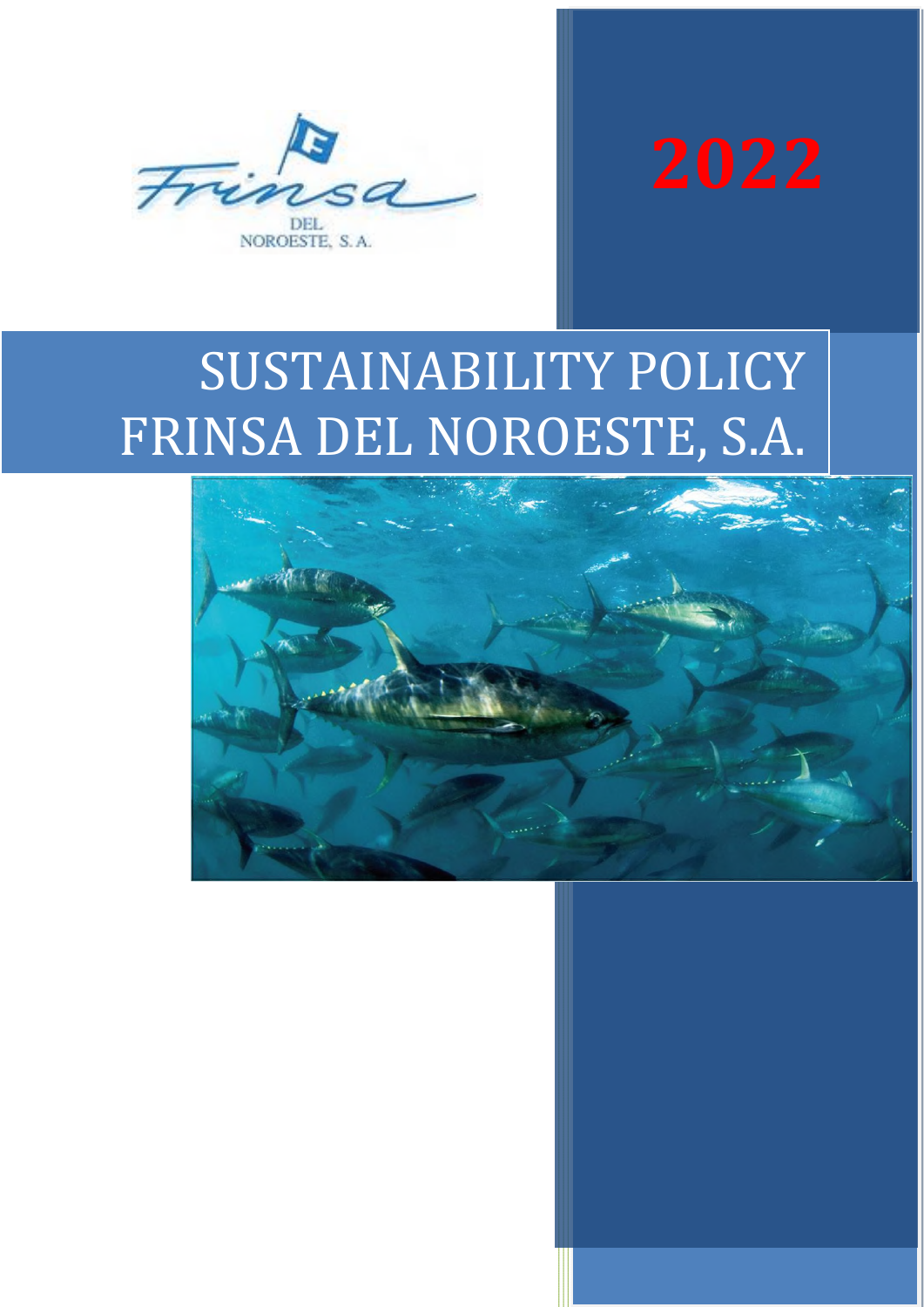Frinsa DEL NOROESTE, S.A.

2022

# SUSTAINABILITY POLICY FRINSA DEL NOROESTE, S.A.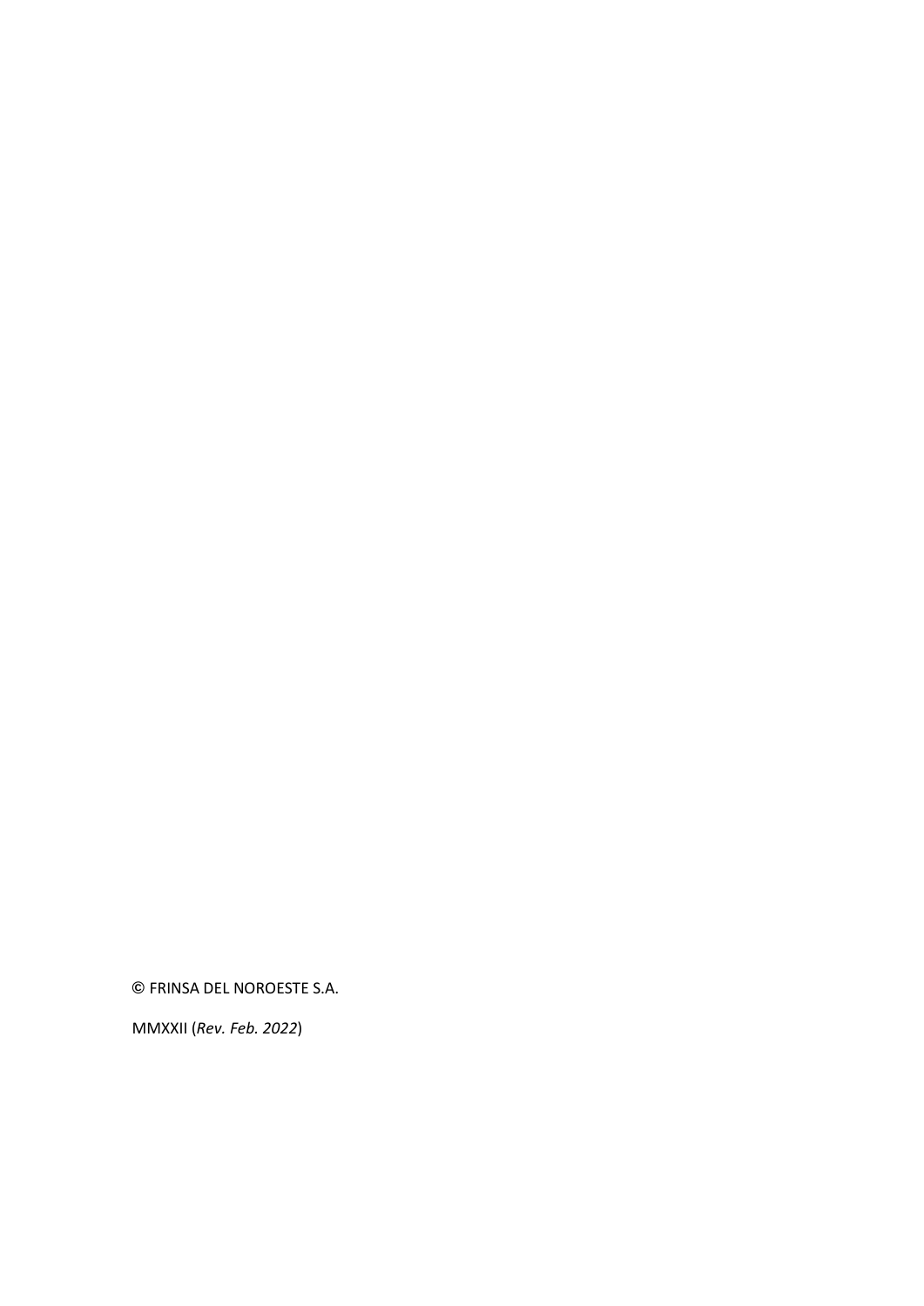© FRINSA DEL NOROESTE S.A.

MMXXII (*Rev. Feb. 2022*)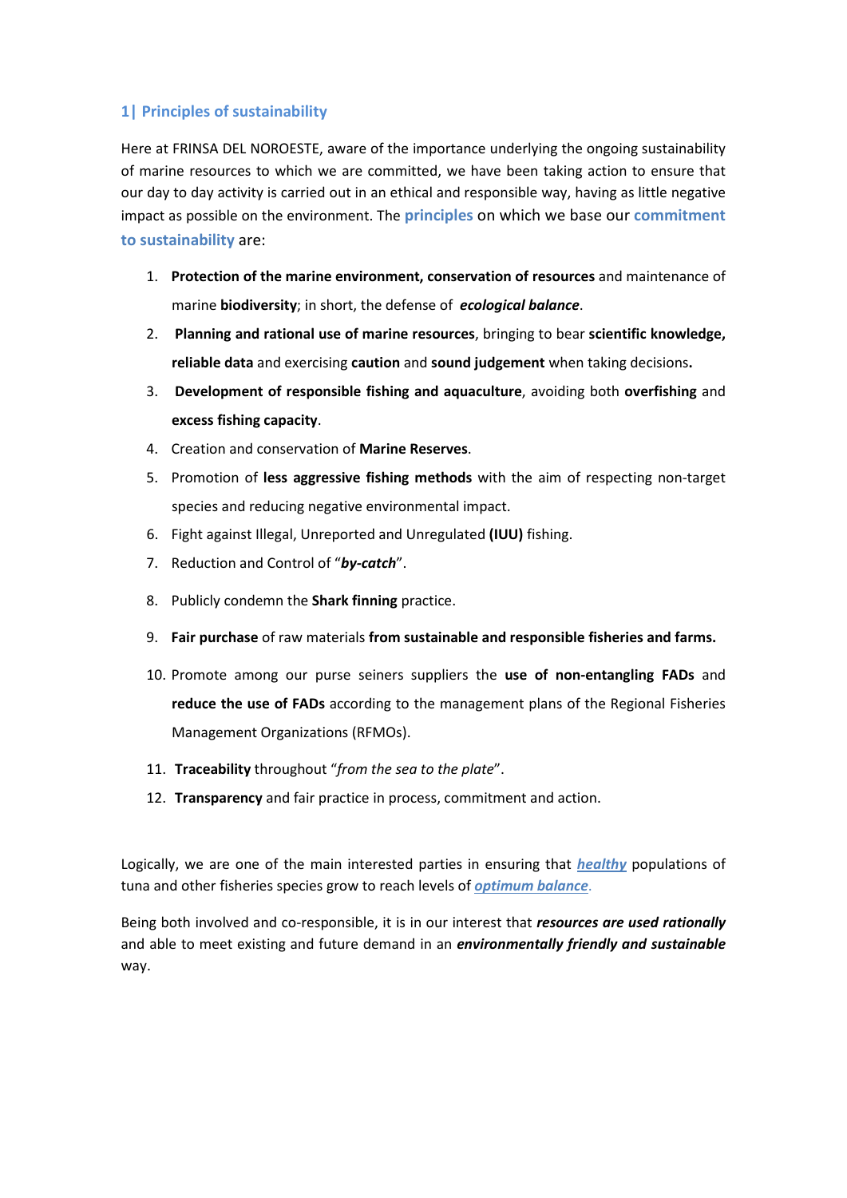## 1| Principles of sustainability

Here at FRINSA DEL NOROESTE, aware of the importance underlying the ongoing sustainability of marine resources to which we are committed, we have been taking action to ensure that our day to day activity is carried out in an ethical and responsible way, having as little negative impact as possible on the environment. The **principles** on which we base our **commitment to sustainability** are:

1. **Protection of the marine environment, conservation of resources** and maintenance of marine **biodiversity**; in short, the defense of ***ecological balance***.
2. **Planning and rational use of marine resources**, bringing to bear **scientific knowledge, reliable data** and exercising **caution** and **sound judgement** when taking decisions**.**
3. **Development of responsible fishing and aquaculture**, avoiding both **overfishing** and **excess fishing capacity**.
4. Creation and conservation of **Marine Reserves**.
5. Promotion of **less aggressive fishing methods** with the aim of respecting non-target species and reducing negative environmental impact.
6. Fight against Illegal, Unreported and Unregulated **(IUU)** fishing.
7. Reduction and Control of "***by-catch***".
8. Publicly condemn the **Shark finning** practice.
9. **Fair purchase** of raw materials **from sustainable and responsible fisheries and farms.**
10. Promote among our purse seiners suppliers the **use of non-entangling FADs** and **reduce the use of FADs** according to the management plans of the Regional Fisheries Management Organizations (RFMOs).
11. **Traceability** throughout "*from the sea to the plate*".
12. **Transparency** and fair practice in process, commitment and action.

Logically, we are one of the main interested parties in ensuring that ***healthy*** populations of tuna and other fisheries species grow to reach levels of ***optimum balance***.

Being both involved and co-responsible, it is in our interest that ***resources are used rationally*** and able to meet existing and future demand in an ***environmentally friendly and sustainable*** way.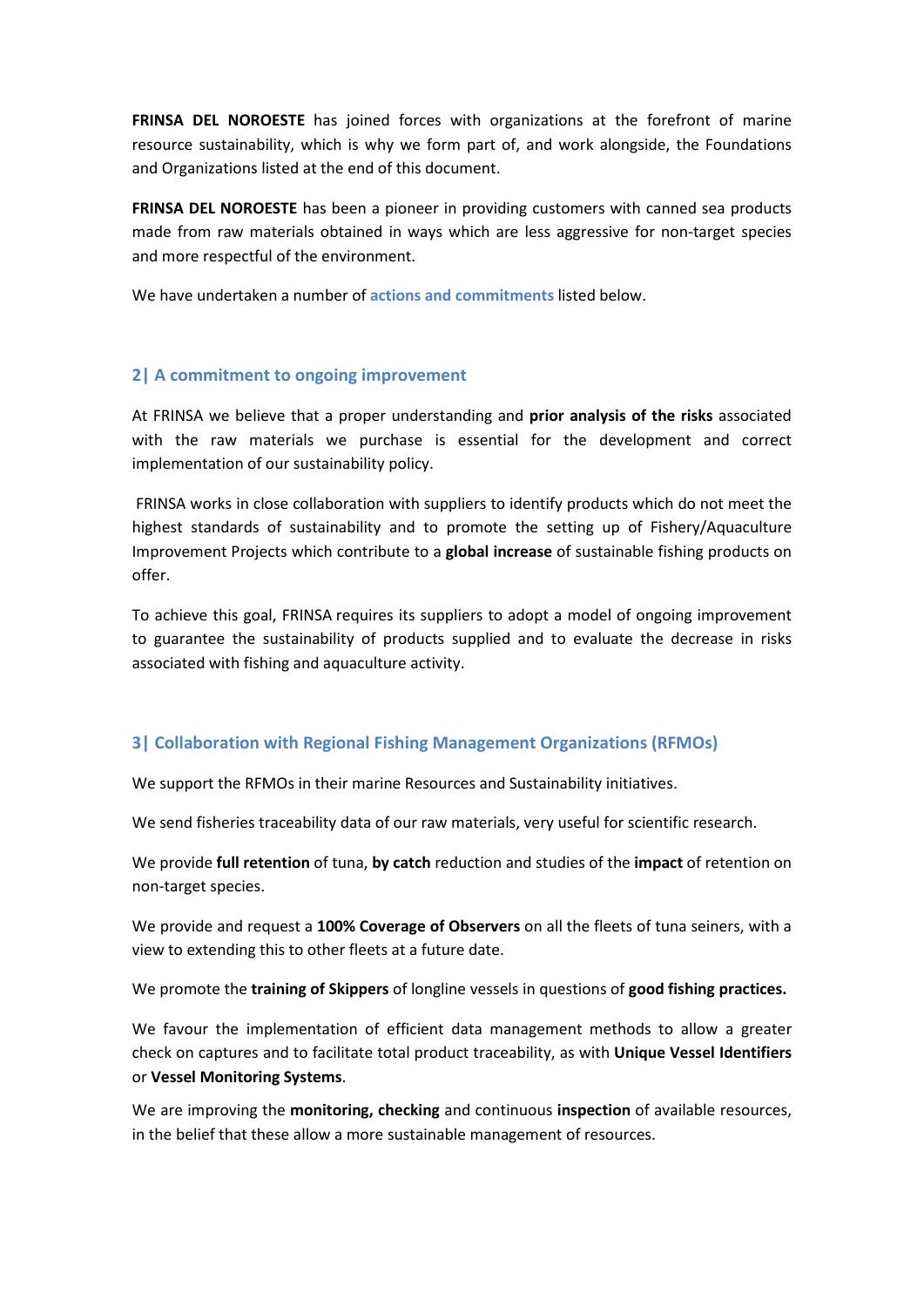**FRINSA DEL NOROESTE** has joined forces with organizations at the forefront of marine resource sustainability, which is why we form part of, and work alongside, the Foundations and Organizations listed at the end of this document.

**FRINSA DEL NOROESTE** has been a pioneer in providing customers with canned sea products made from raw materials obtained in ways which are less aggressive for non-target species and more respectful of the environment.

We have undertaken a number of **actions and commitments** listed below.

## 2| A commitment to ongoing improvement

At FRINSA we believe that a proper understanding and **prior analysis of the risks** associated with the raw materials we purchase is essential for the development and correct implementation of our sustainability policy.

FRINSA works in close collaboration with suppliers to identify products which do not meet the highest standards of sustainability and to promote the setting up of Fishery/Aquaculture Improvement Projects which contribute to a **global increase** of sustainable fishing products on offer.

To achieve this goal, FRINSA requires its suppliers to adopt a model of ongoing improvement to guarantee the sustainability of products supplied and to evaluate the decrease in risks associated with fishing and aquaculture activity.

## 3| Collaboration with Regional Fishing Management Organizations (RFMOs)

We support the RFMOs in their marine Resources and Sustainability initiatives.

We send fisheries traceability data of our raw materials, very useful for scientific research.

We provide **full retention** of tuna, **by catch** reduction and studies of the **impact** of retention on non-target species.

We provide and request a **100% Coverage of Observers** on all the fleets of tuna seiners, with a view to extending this to other fleets at a future date.

We promote the **training of Skippers** of longline vessels in questions of **good fishing practices.**

We favour the implementation of efficient data management methods to allow a greater check on captures and to facilitate total product traceability, as with **Unique Vessel Identifiers** or **Vessel Monitoring Systems**.

We are improving the **monitoring, checking** and continuous **inspection** of available resources, in the belief that these allow a more sustainable management of resources.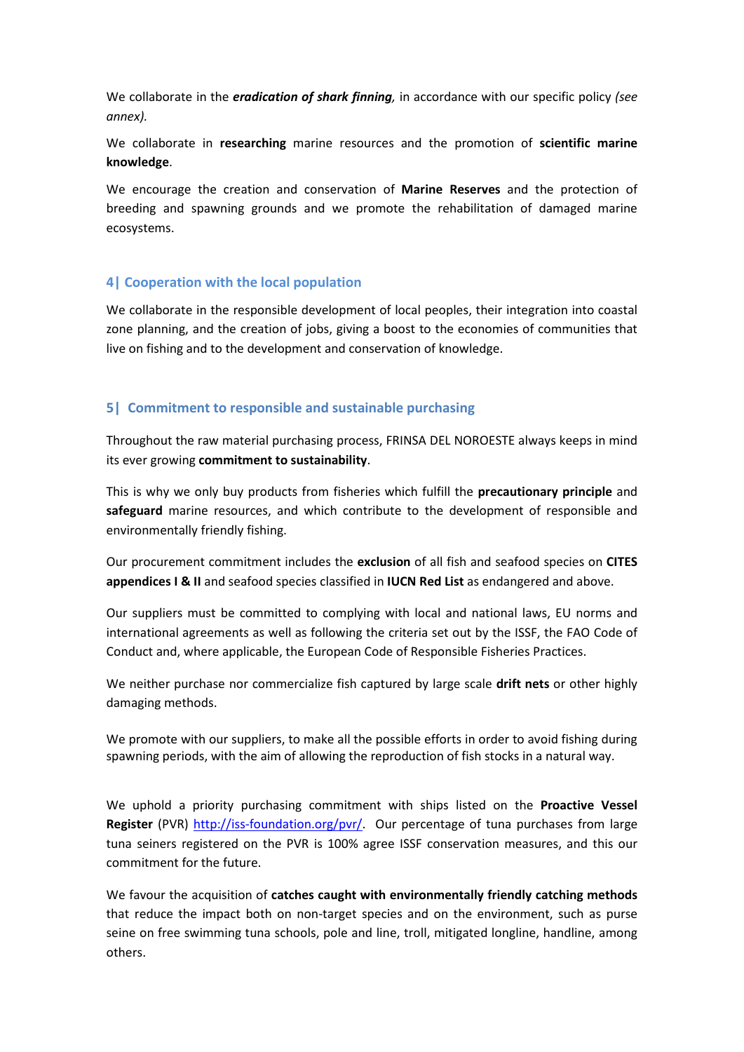We collaborate in the ***eradication of shark finning,*** in accordance with our specific policy *(see annex).*

We collaborate in **researching** marine resources and the promotion of **scientific marine knowledge**.

We encourage the creation and conservation of **Marine Reserves** and the protection of breeding and spawning grounds and we promote the rehabilitation of damaged marine ecosystems.

## 4| Cooperation with the local population

We collaborate in the responsible development of local peoples, their integration into coastal zone planning, and the creation of jobs, giving a boost to the economies of communities that live on fishing and to the development and conservation of knowledge.

## 5| Commitment to responsible and sustainable purchasing

Throughout the raw material purchasing process, FRINSA DEL NOROESTE always keeps in mind its ever growing **commitment to sustainability**.

This is why we only buy products from fisheries which fulfill the **precautionary principle** and **safeguard** marine resources, and which contribute to the development of responsible and environmentally friendly fishing.

Our procurement commitment includes the **exclusion** of all fish and seafood species on **CITES appendices I & II** and seafood species classified in **IUCN Red List** as endangered and above.

Our suppliers must be committed to complying with local and national laws, EU norms and international agreements as well as following the criteria set out by the ISSF, the FAO Code of Conduct and, where applicable, the European Code of Responsible Fisheries Practices.

We neither purchase nor commercialize fish captured by large scale **drift nets** or other highly damaging methods.

We promote with our suppliers, to make all the possible efforts in order to avoid fishing during spawning periods, with the aim of allowing the reproduction of fish stocks in a natural way.

We uphold a priority purchasing commitment with ships listed on the **Proactive Vessel Register** (PVR) http://iss-foundation.org/pvr/. Our percentage of tuna purchases from large tuna seiners registered on the PVR is 100% agree ISSF conservation measures, and this our commitment for the future.

We favour the acquisition of **catches caught with environmentally friendly catching methods** that reduce the impact both on non-target species and on the environment, such as purse seine on free swimming tuna schools, pole and line, troll, mitigated longline, handline, among others.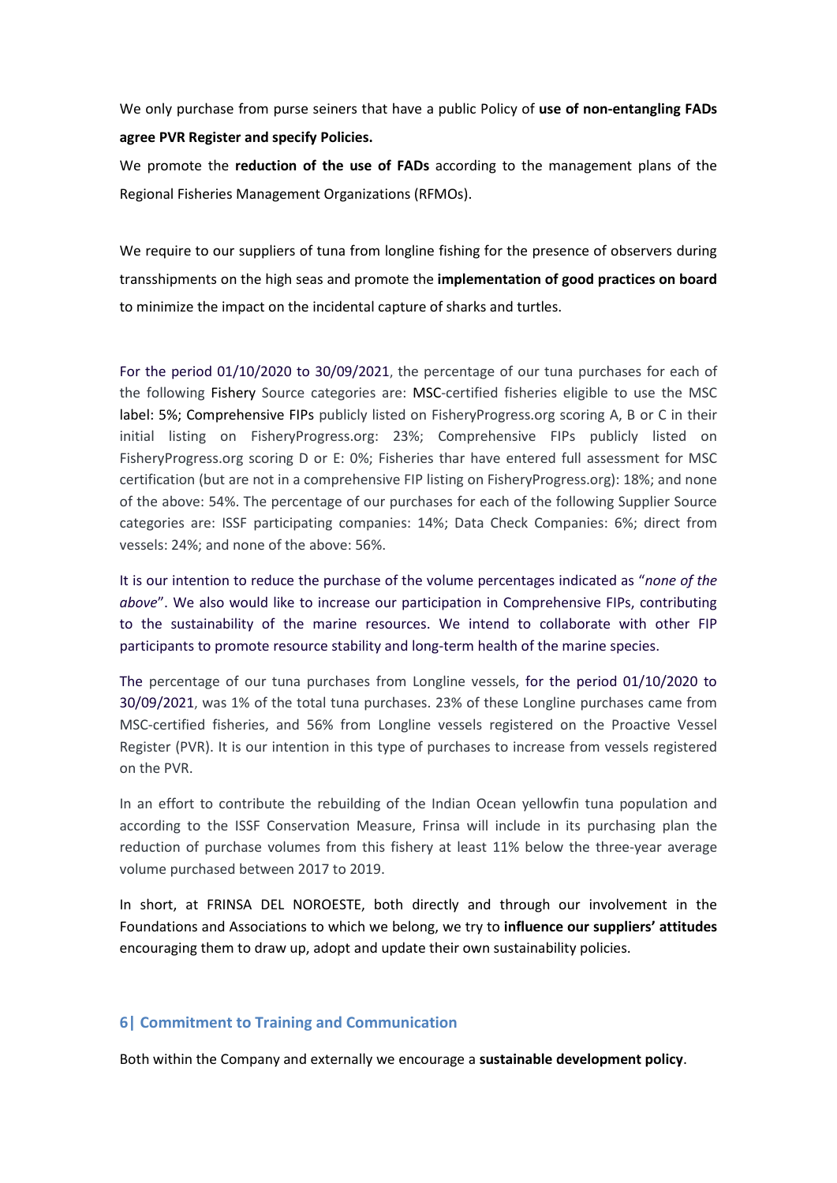We only purchase from purse seiners that have a public Policy of **use of non-entangling FADs agree PVR Register and specify Policies.**

We promote the **reduction of the use of FADs** according to the management plans of the Regional Fisheries Management Organizations (RFMOs).

We require to our suppliers of tuna from longline fishing for the presence of observers during transshipments on the high seas and promote the **implementation of good practices on board** to minimize the impact on the incidental capture of sharks and turtles.

For the period 01/10/2020 to 30/09/2021, the percentage of our tuna purchases for each of the following Fishery Source categories are: MSC-certified fisheries eligible to use the MSC label: 5%; Comprehensive FIPs publicly listed on FisheryProgress.org scoring A, B or C in their initial listing on FisheryProgress.org: 23%; Comprehensive FIPs publicly listed on FisheryProgress.org scoring D or E: 0%; Fisheries thar have entered full assessment for MSC certification (but are not in a comprehensive FIP listing on FisheryProgress.org): 18%; and none of the above: 54%. The percentage of our purchases for each of the following Supplier Source categories are: ISSF participating companies: 14%; Data Check Companies: 6%; direct from vessels: 24%; and none of the above: 56%.

It is our intention to reduce the purchase of the volume percentages indicated as "*none of the above*". We also would like to increase our participation in Comprehensive FIPs, contributing to the sustainability of the marine resources. We intend to collaborate with other FIP participants to promote resource stability and long-term health of the marine species.

The percentage of our tuna purchases from Longline vessels, for the period 01/10/2020 to 30/09/2021, was 1% of the total tuna purchases. 23% of these Longline purchases came from MSC-certified fisheries, and 56% from Longline vessels registered on the Proactive Vessel Register (PVR). It is our intention in this type of purchases to increase from vessels registered on the PVR.

In an effort to contribute the rebuilding of the Indian Ocean yellowfin tuna population and according to the ISSF Conservation Measure, Frinsa will include in its purchasing plan the reduction of purchase volumes from this fishery at least 11% below the three-year average volume purchased between 2017 to 2019.

In short, at FRINSA DEL NOROESTE, both directly and through our involvement in the Foundations and Associations to which we belong, we try to **influence our suppliers' attitudes** encouraging them to draw up, adopt and update their own sustainability policies.

## 6| Commitment to Training and Communication

Both within the Company and externally we encourage a **sustainable development policy**.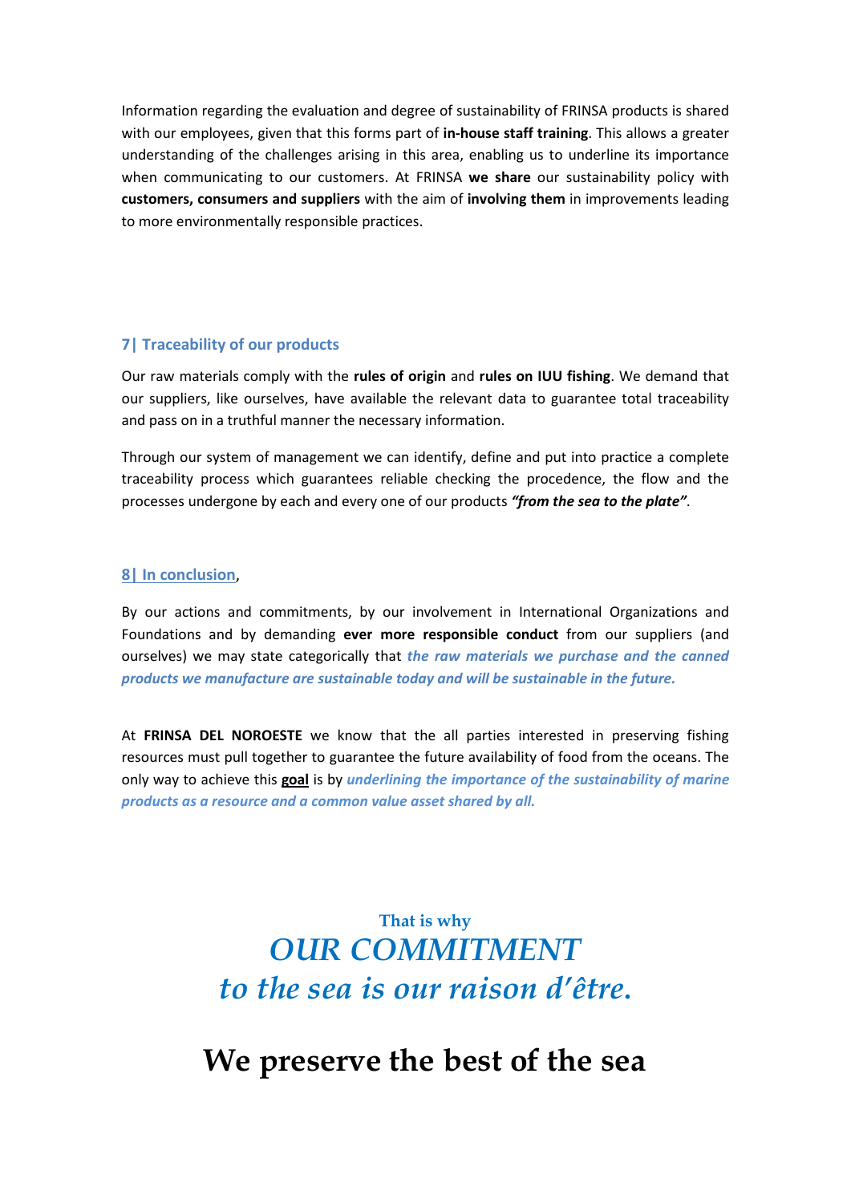Information regarding the evaluation and degree of sustainability of FRINSA products is shared with our employees, given that this forms part of **in-house staff training**. This allows a greater understanding of the challenges arising in this area, enabling us to underline its importance when communicating to our customers. At FRINSA **we share** our sustainability policy with **customers, consumers and suppliers** with the aim of **involving them** in improvements leading to more environmentally responsible practices.

## 7| Traceability of our products

Our raw materials comply with the **rules of origin** and **rules on IUU fishing**. We demand that our suppliers, like ourselves, have available the relevant data to guarantee total traceability and pass on in a truthful manner the necessary information.

Through our system of management we can identify, define and put into practice a complete traceability process which guarantees reliable checking the procedence, the flow and the processes undergone by each and every one of our products ***"from the sea to the plate"***.

## 8| In conclusion,

By our actions and commitments, by our involvement in International Organizations and Foundations and by demanding **ever more responsible conduct** from our suppliers (and ourselves) we may state categorically that ***the raw materials we purchase and the canned products we manufacture are sustainable today and will be sustainable in the future.***

At **FRINSA DEL NOROESTE** we know that the all parties interested in preserving fishing resources must pull together to guarantee the future availability of food from the oceans. The only way to achieve this **goal** is by ***underlining the importance of the sustainability of marine products as a resource and a common value asset shared by all.***

**That is why**

*OUR COMMITMENT*
*to the sea is our raison d'être.*

**We preserve the best of the sea**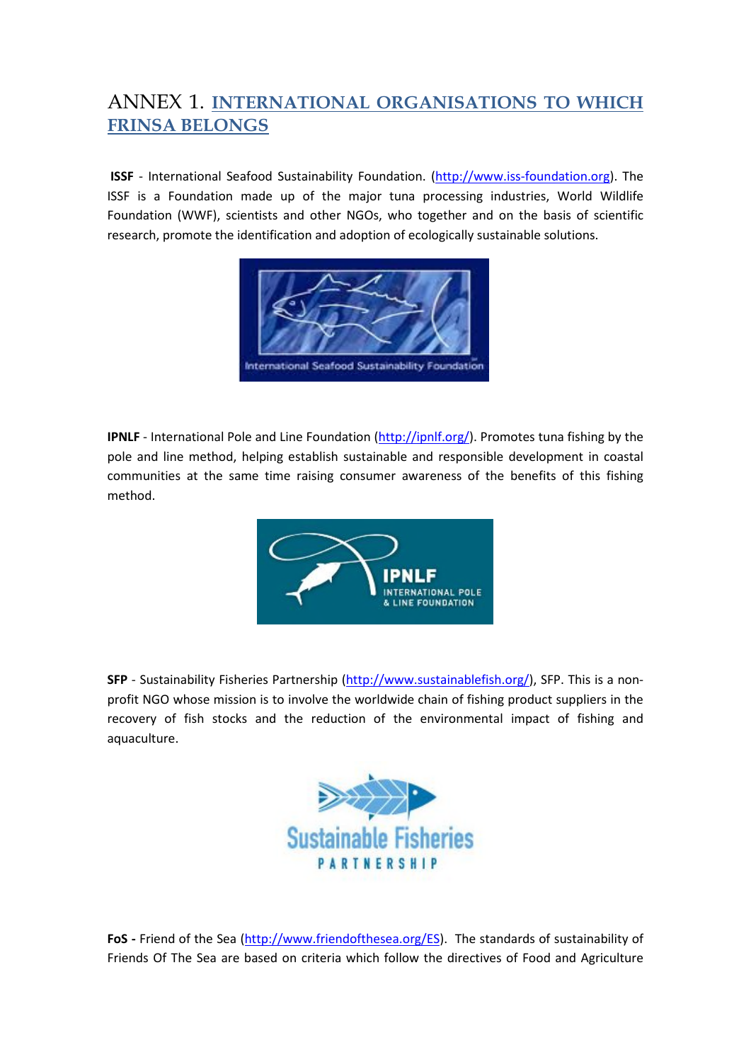# ANNEX 1. INTERNATIONAL ORGANISATIONS TO WHICH FRINSA BELONGS

**ISSF** - International Seafood Sustainability Foundation. (http://www.iss-foundation.org). The ISSF is a Foundation made up of the major tuna processing industries, World Wildlife Foundation (WWF), scientists and other NGOs, who together and on the basis of scientific research, promote the identification and adoption of ecologically sustainable solutions.

**IPNLF** - International Pole and Line Foundation (http://ipnlf.org/). Promotes tuna fishing by the pole and line method, helping establish sustainable and responsible development in coastal communities at the same time raising consumer awareness of the benefits of this fishing method.

**SFP** - Sustainability Fisheries Partnership (http://www.sustainablefish.org/), SFP. This is a non-profit NGO whose mission is to involve the worldwide chain of fishing product suppliers in the recovery of fish stocks and the reduction of the environmental impact of fishing and aquaculture.

**FoS -** Friend of the Sea (http://www.friendofthesea.org/ES). The standards of sustainability of Friends Of The Sea are based on criteria which follow the directives of Food and Agriculture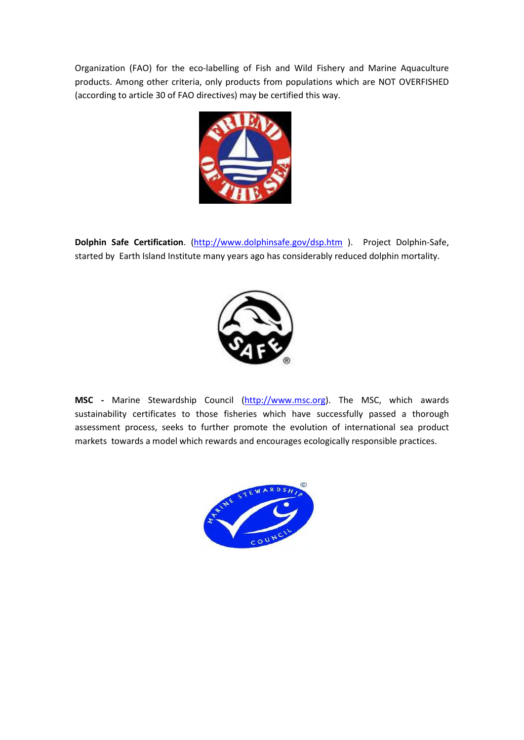Organization (FAO) for the eco-labelling of Fish and Wild Fishery and Marine Aquaculture products. Among other criteria, only products from populations which are NOT OVERFISHED (according to article 30 of FAO directives) may be certified this way.

**Dolphin Safe Certification**. (http://www.dolphinsafe.gov/dsp.htm ). Project Dolphin-Safe, started by Earth Island Institute many years ago has considerably reduced dolphin mortality.

**MSC -** Marine Stewardship Council (http://www.msc.org). The MSC, which awards sustainability certificates to those fisheries which have successfully passed a thorough assessment process, seeks to further promote the evolution of international sea product markets towards a model which rewards and encourages ecologically responsible practices.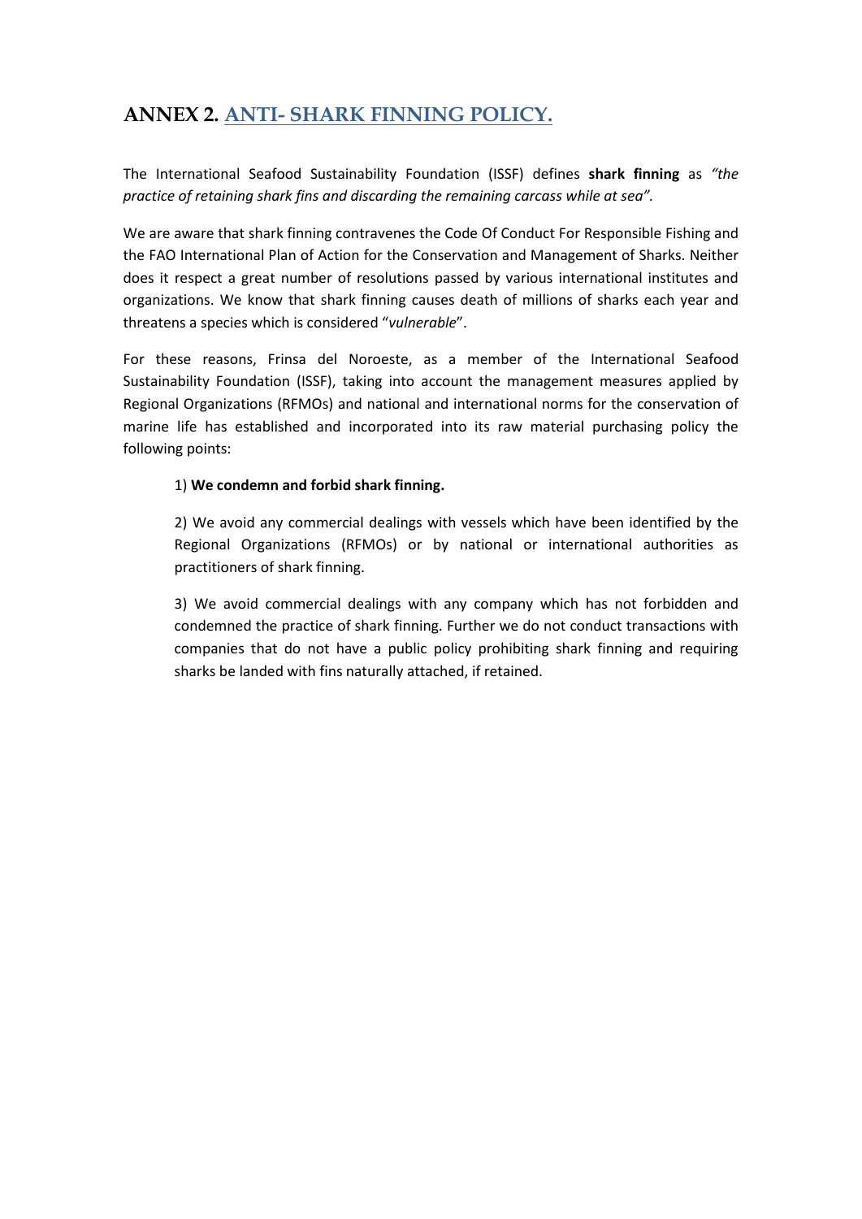## ANNEX 2. ANTI- SHARK FINNING POLICY.

The International Seafood Sustainability Foundation (ISSF) defines **shark finning** as *"the practice of retaining shark fins and discarding the remaining carcass while at sea".*

We are aware that shark finning contravenes the Code Of Conduct For Responsible Fishing and the FAO International Plan of Action for the Conservation and Management of Sharks. Neither does it respect a great number of resolutions passed by various international institutes and organizations. We know that shark finning causes death of millions of sharks each year and threatens a species which is considered "*vulnerable*".

For these reasons, Frinsa del Noroeste, as a member of the International Seafood Sustainability Foundation (ISSF), taking into account the management measures applied by Regional Organizations (RFMOs) and national and international norms for the conservation of marine life has established and incorporated into its raw material purchasing policy the following points:

1) **We condemn and forbid shark finning.**

2) We avoid any commercial dealings with vessels which have been identified by the Regional Organizations (RFMOs) or by national or international authorities as practitioners of shark finning.

3) We avoid commercial dealings with any company which has not forbidden and condemned the practice of shark finning. Further we do not conduct transactions with companies that do not have a public policy prohibiting shark finning and requiring sharks be landed with fins naturally attached, if retained.